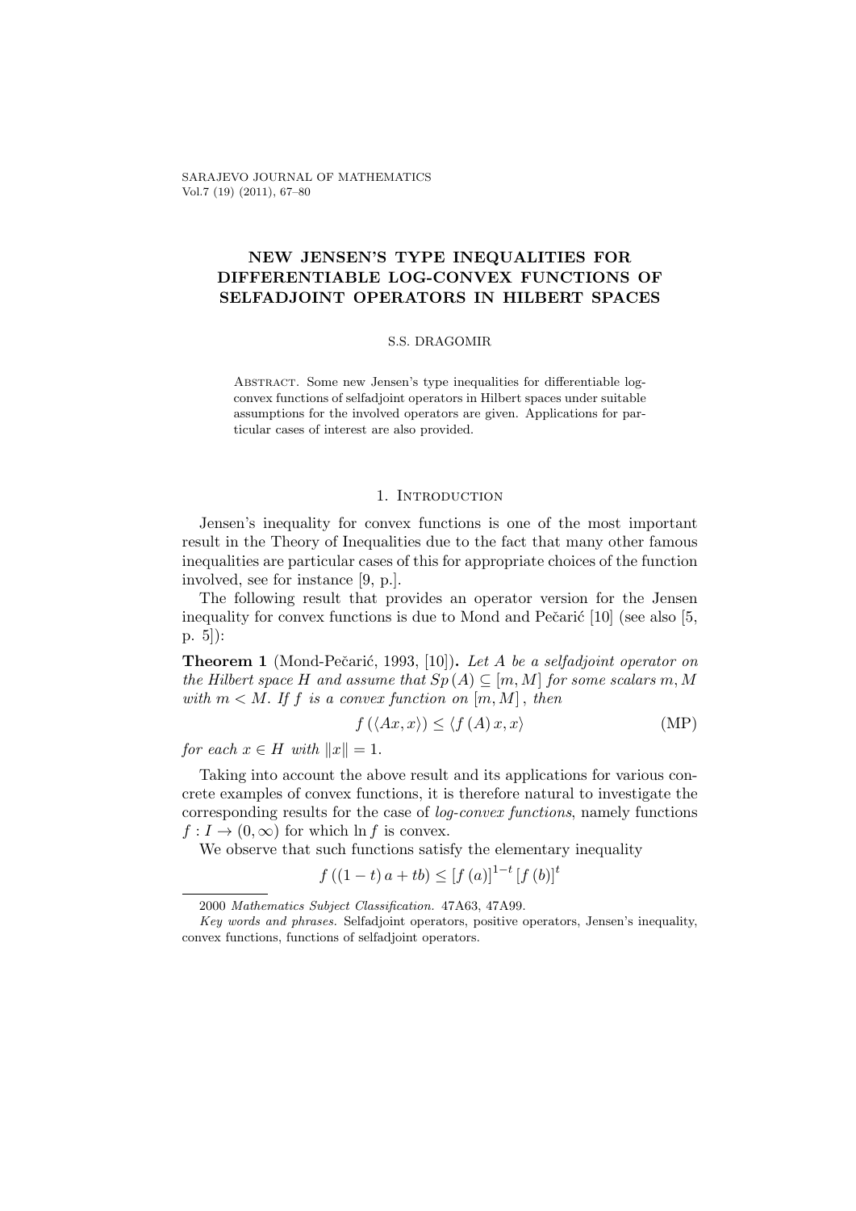# NEW JENSEN'S TYPE INEQUALITIES FOR DIFFERENTIABLE LOG-CONVEX FUNCTIONS OF SELFADJOINT OPERATORS IN HILBERT SPACES

S.S. DRAGOMIR

Abstract. Some new Jensen's type inequalities for differentiable log-convex functions of selfadjoint operators in Hilbert spaces under suitable assumptions for the involved operators are given. Applications for particular cases of interest are also provided.

## 1. Introduction

Jensen's inequality for convex functions is one of the most important result in the Theory of Inequalities due to the fact that many other famous inequalities are particular cases of this for appropriate choices of the function involved, see for instance [9, p.].

The following result that provides an operator version for the Jensen inequality for convex functions is due to Mond and Pečarić [10] (see also [5, p. 5]):

**Theorem 1** (Mond-Pečarić, 1993, [10]). *Let $A$ be a selfadjoint operator on the Hilbert space $H$ and assume that $Sp(A) \subseteq [m, M]$ for some scalars $m, M$ with $m < M$. If $f$ is a convex function on $[m, M]$, then*

$$f(\langle Ax, x\rangle) \leq \langle f(A)x, x\rangle \tag{MP}$$

*for each $x \in H$ with $\|x\| = 1$.*

Taking into account the above result and its applications for various concrete examples of convex functions, it is therefore natural to investigate the corresponding results for the case of *log-convex functions*, namely functions $f : I \to (0, \infty)$ for which $\ln f$ is convex.

We observe that such functions satisfy the elementary inequality

$$f((1-t)a + tb) \leq [f(a)]^{1-t}[f(b)]^{t}$$

---

2000 *Mathematics Subject Classification.* 47A63, 47A99.

*Key words and phrases.* Selfadjoint operators, positive operators, Jensen's inequality, convex functions, functions of selfadjoint operators.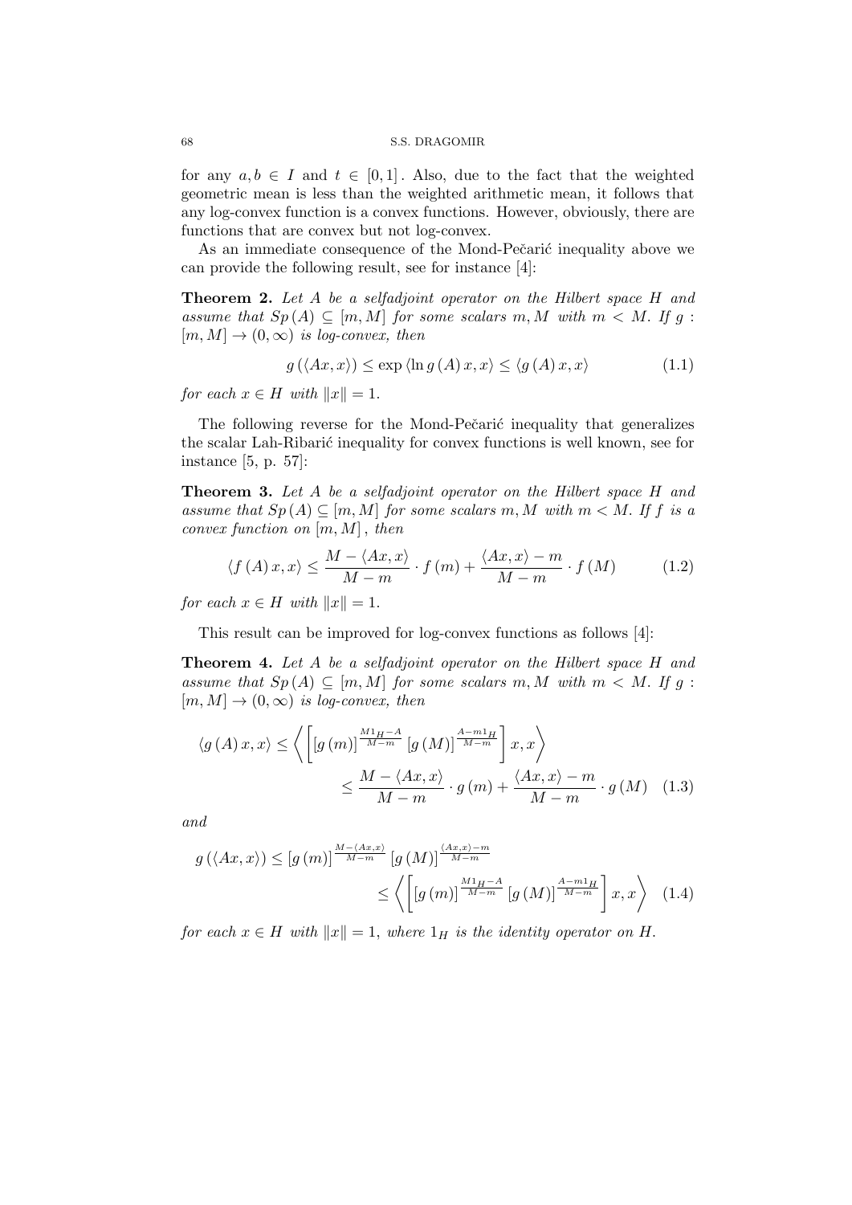for any $a, b \in I$ and $t \in [0,1]$. Also, due to the fact that the weighted geometric mean is less than the weighted arithmetic mean, it follows that any log-convex function is a convex functions. However, obviously, there are functions that are convex but not log-convex.

As an immediate consequence of the Mond-Pečarić inequality above we can provide the following result, see for instance [4]:

**Theorem 2.** *Let $A$ be a selfadjoint operator on the Hilbert space $H$ and assume that $Sp(A) \subseteq [m, M]$ for some scalars $m, M$ with $m < M$. If $g : [m, M] \to (0, \infty)$ is log-convex, then*

$$g(\langle Ax, x\rangle) \leq \exp \langle \ln g(A) x, x\rangle \leq \langle g(A) x, x\rangle \tag{1.1}$$

*for each $x \in H$ with $\|x\| = 1$.*

The following reverse for the Mond-Pečarić inequality that generalizes the scalar Lah-Ribarić inequality for convex functions is well known, see for instance [5, p. 57]:

**Theorem 3.** *Let $A$ be a selfadjoint operator on the Hilbert space $H$ and assume that $Sp(A) \subseteq [m, M]$ for some scalars $m, M$ with $m < M$. If $f$ is a convex function on $[m, M]$, then*

$$\langle f(A) x, x\rangle \leq \frac{M - \langle Ax, x\rangle}{M - m} \cdot f(m) + \frac{\langle Ax, x\rangle - m}{M - m} \cdot f(M) \tag{1.2}$$

*for each $x \in H$ with $\|x\| = 1$.*

This result can be improved for log-convex functions as follows [4]:

**Theorem 4.** *Let $A$ be a selfadjoint operator on the Hilbert space $H$ and assume that $Sp(A) \subseteq [m, M]$ for some scalars $m, M$ with $m < M$. If $g : [m, M] \to (0, \infty)$ is log-convex, then*

$$\begin{aligned}\langle g(A) x, x\rangle &\leq \left\langle \left[ [g(m)]^{\frac{M1_H - A}{M-m}} [g(M)]^{\frac{A - m1_H}{M-m}} \right] x, x \right\rangle \\ &\leq \frac{M - \langle Ax, x\rangle}{M - m} \cdot g(m) + \frac{\langle Ax, x\rangle - m}{M - m} \cdot g(M) \end{aligned} \tag{1.3}$$

*and*

$$\begin{aligned} g(\langle Ax, x\rangle) &\leq [g(m)]^{\frac{M - \langle Ax, x\rangle}{M-m}} [g(M)]^{\frac{\langle Ax, x\rangle - m}{M-m}} \\ &\leq \left\langle \left[ [g(m)]^{\frac{M1_H - A}{M-m}} [g(M)]^{\frac{A - m1_H}{M-m}} \right] x, x \right\rangle \end{aligned} \tag{1.4}$$

*for each $x \in H$ with $\|x\| = 1$, where $1_H$ is the identity operator on $H$.*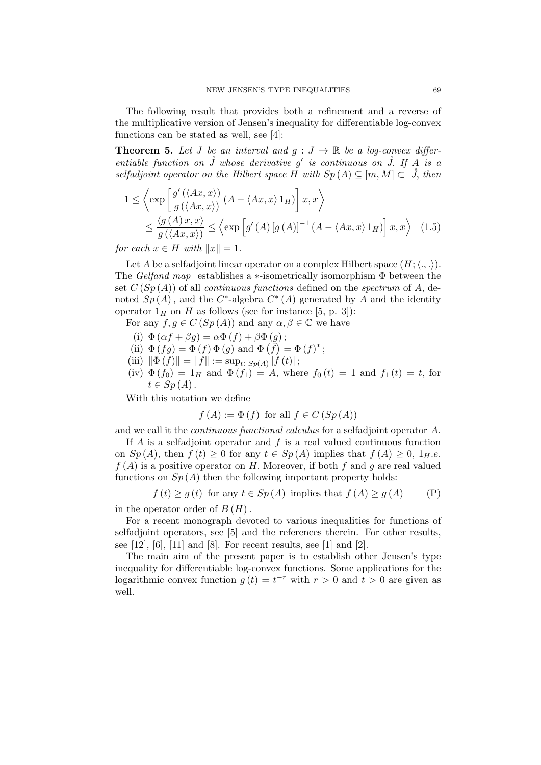The following result that provides both a refinement and a reverse of the multiplicative version of Jensen's inequality for differentiable log-convex functions can be stated as well, see [4]:

**Theorem 5.** *Let $J$ be an interval and $g : J \to \mathbb{R}$ be a log-convex differentiable function on $\mathring{J}$ whose derivative $g'$ is continuous on $\mathring{J}$. If $A$ is a selfadjoint operator on the Hilbert space $H$ with $Sp(A) \subseteq [m, M] \subset \mathring{J}$, then*

$$1 \leq \left\langle \exp\left[\frac{g'(\langle Ax, x\rangle)}{g(\langle Ax, x\rangle)}(A - \langle Ax, x\rangle 1_H)\right] x, x \right\rangle \leq \frac{\langle g(A) x, x\rangle}{g(\langle Ax, x\rangle)} \leq \left\langle \exp\left[g'(A)[g(A)]^{-1}(A - \langle Ax, x\rangle 1_H)\right] x, x\right\rangle \quad (1.5)$$

*for each $x \in H$ with $\|x\| = 1$.*

Let $A$ be a selfadjoint linear operator on a complex Hilbert space $(H; \langle ., .\rangle)$. The *Gelfand map* establishes a $*$-isometrically isomorphism $\Phi$ between the set $C(Sp(A))$ of all *continuous functions* defined on the *spectrum* of $A$, denoted $Sp(A)$, and the $C^*$-algebra $C^*(A)$ generated by $A$ and the identity operator $1_H$ on $H$ as follows (see for instance [5, p. 3]):

For any $f, g \in C(Sp(A))$ and any $\alpha, \beta \in \mathbb{C}$ we have

(i) $\Phi(\alpha f + \beta g) = \alpha \Phi(f) + \beta \Phi(g)$;

(ii) $\Phi(fg) = \Phi(f)\Phi(g)$ and $\Phi(\bar{f}) = \Phi(f)^*$;

(iii) $\|\Phi(f)\| = \|f\| := \sup_{t \in Sp(A)} |f(t)|$;

(iv) $\Phi(f_0) = 1_H$ and $\Phi(f_1) = A$, where $f_0(t) = 1$ and $f_1(t) = t$, for $t \in Sp(A)$.

With this notation we define

$$f(A) := \Phi(f) \text{ for all } f \in C(Sp(A))$$

and we call it the *continuous functional calculus* for a selfadjoint operator $A$.

If $A$ is a selfadjoint operator and $f$ is a real valued continuous function on $Sp(A)$, then $f(t) \geq 0$ for any $t \in Sp(A)$ implies that $f(A) \geq 0$, $1_H.e.$ $f(A)$ is a positive operator on $H$. Moreover, if both $f$ and $g$ are real valued functions on $Sp(A)$ then the following important property holds:

$$f(t) \geq g(t) \text{ for any } t \in Sp(A) \text{ implies that } f(A) \geq g(A) \quad \text{(P)}$$

in the operator order of $B(H)$.

For a recent monograph devoted to various inequalities for functions of selfadjoint operators, see [5] and the references therein. For other results, see [12], [6], [11] and [8]. For recent results, see [1] and [2].

The main aim of the present paper is to establish other Jensen's type inequality for differentiable log-convex functions. Some applications for the logarithmic convex function $g(t) = t^{-r}$ with $r > 0$ and $t > 0$ are given as well.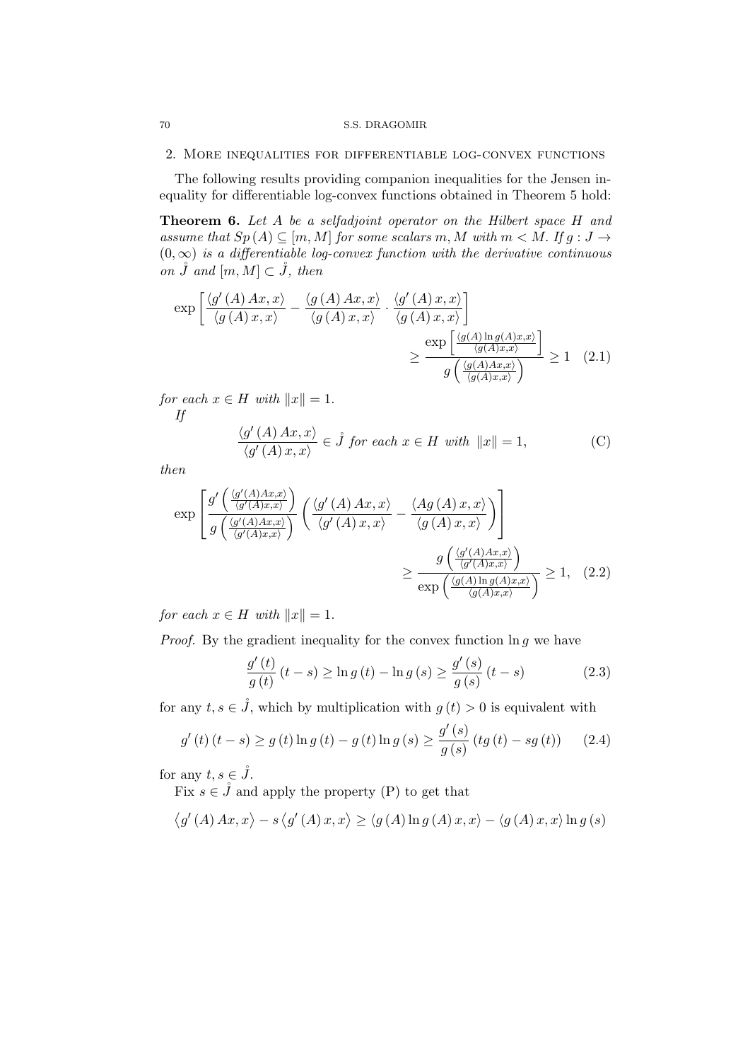## 2. More inequalities for differentiable log-convex functions

The following results providing companion inequalities for the Jensen inequality for differentiable log-convex functions obtained in Theorem 5 hold:

**Theorem 6.** *Let $A$ be a selfadjoint operator on the Hilbert space $H$ and assume that $Sp(A) \subseteq [m, M]$ for some scalars $m, M$ with $m < M$. If $g : J \to (0, \infty)$ is a differentiable log-convex function with the derivative continuous on $\mathring{J}$ and $[m, M] \subset \mathring{J}$, then*

$$\exp\left[\frac{\langle g'(A)\,Ax, x\rangle}{\langle g(A)\,x, x\rangle} - \frac{\langle g(A)\,Ax, x\rangle}{\langle g(A)\,x, x\rangle} \cdot \frac{\langle g'(A)\,x, x\rangle}{\langle g(A)\,x, x\rangle}\right] \geq \frac{\exp\left[\frac{\langle g(A)\ln g(A)x,x\rangle}{\langle g(A)x,x\rangle}\right]}{g\left(\frac{\langle g(A)Ax,x\rangle}{\langle g(A)x,x\rangle}\right)} \geq 1 \quad (2.1)$$

*for each $x \in H$ with $\|x\| = 1$.*

*If*

$$\frac{\langle g'(A)\,Ax, x\rangle}{\langle g'(A)\,x, x\rangle} \in \mathring{J} \text{ for each } x \in H \text{ with } \|x\| = 1, \quad \text{(C)}$$

*then*

$$\exp\left[\frac{g'\left(\frac{\langle g'(A)Ax,x\rangle}{\langle g'(A)x,x\rangle}\right)}{g\left(\frac{\langle g'(A)Ax,x\rangle}{\langle g'(A)x,x\rangle}\right)}\left(\frac{\langle g'(A)\,Ax, x\rangle}{\langle g'(A)\,x, x\rangle} - \frac{\langle Ag(A)\,x, x\rangle}{\langle g(A)\,x, x\rangle}\right)\right] \geq \frac{g\left(\frac{\langle g'(A)Ax,x\rangle}{\langle g'(A)x,x\rangle}\right)}{\exp\left(\frac{\langle g(A)\ln g(A)x,x\rangle}{\langle g(A)x,x\rangle}\right)} \geq 1, \quad (2.2)$$

*for each $x \in H$ with $\|x\| = 1$.*

*Proof.* By the gradient inequality for the convex function $\ln g$ we have

$$\frac{g'(t)}{g(t)}(t - s) \geq \ln g(t) - \ln g(s) \geq \frac{g'(s)}{g(s)}(t - s) \quad (2.3)$$

for any $t, s \in \mathring{J}$, which by multiplication with $g(t) > 0$ is equivalent with

$$g'(t)(t - s) \geq g(t)\ln g(t) - g(t)\ln g(s) \geq \frac{g'(s)}{g(s)}(tg(t) - sg(t)) \quad (2.4)$$

for any $t, s \in \mathring{J}$.

Fix $s \in \mathring{J}$ and apply the property (P) to get that

$$\langle g'(A)\,Ax, x\rangle - s\langle g'(A)\,x, x\rangle \geq \langle g(A)\ln g(A)\,x, x\rangle - \langle g(A)\,x, x\rangle \ln g(s)$$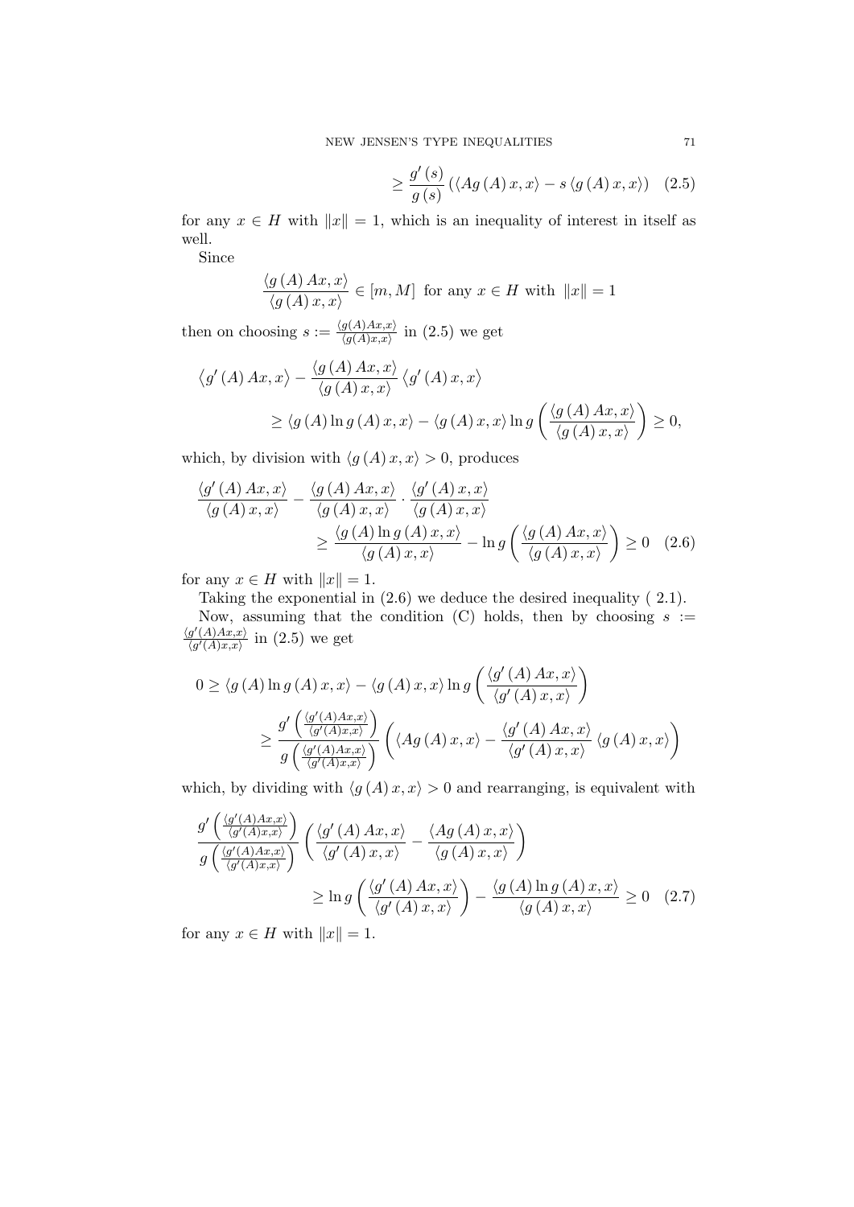$$\geq \frac{g'(s)}{g(s)}\left(\langle Ag(A)x,x\rangle - s\langle g(A)x,x\rangle\right) \quad (2.5)$$

for any $x \in H$ with $\|x\| = 1$, which is an inequality of interest in itself as well.

Since

$$\frac{\langle g(A)Ax,x\rangle}{\langle g(A)x,x\rangle} \in [m,M] \text{ for any } x \in H \text{ with } \|x\| = 1$$

then on choosing $s := \frac{\langle g(A)Ax,x\rangle}{\langle g(A)x,x\rangle}$ in (2.5) we get

$$\begin{aligned}
\langle g'(A)Ax,x\rangle &- \frac{\langle g(A)Ax,x\rangle}{\langle g(A)x,x\rangle}\langle g'(A)x,x\rangle \\
&\geq \langle g(A)\ln g(A)x,x\rangle - \langle g(A)x,x\rangle \ln g\left(\frac{\langle g(A)Ax,x\rangle}{\langle g(A)x,x\rangle}\right) \geq 0,
\end{aligned}$$

which, by division with $\langle g(A)x,x\rangle > 0$, produces

$$\begin{aligned}
\frac{\langle g'(A)Ax,x\rangle}{\langle g(A)x,x\rangle} &- \frac{\langle g(A)Ax,x\rangle}{\langle g(A)x,x\rangle}\cdot\frac{\langle g'(A)x,x\rangle}{\langle g(A)x,x\rangle} \\
&\geq \frac{\langle g(A)\ln g(A)x,x\rangle}{\langle g(A)x,x\rangle} - \ln g\left(\frac{\langle g(A)Ax,x\rangle}{\langle g(A)x,x\rangle}\right) \geq 0 \quad (2.6)
\end{aligned}$$

for any $x \in H$ with $\|x\| = 1$.

Taking the exponential in (2.6) we deduce the desired inequality ( 2.1).

Now, assuming that the condition (C) holds, then by choosing $s := \frac{\langle g'(A)Ax,x\rangle}{\langle g'(A)x,x\rangle}$ in (2.5) we get

$$\begin{aligned}
0 &\geq \langle g(A)\ln g(A)x,x\rangle - \langle g(A)x,x\rangle \ln g\left(\frac{\langle g'(A)Ax,x\rangle}{\langle g'(A)x,x\rangle}\right) \\
&\geq \frac{g'\left(\frac{\langle g'(A)Ax,x\rangle}{\langle g'(A)x,x\rangle}\right)}{g\left(\frac{\langle g'(A)Ax,x\rangle}{\langle g'(A)x,x\rangle}\right)}\left(\langle Ag(A)x,x\rangle - \frac{\langle g'(A)Ax,x\rangle}{\langle g'(A)x,x\rangle}\langle g(A)x,x\rangle\right)
\end{aligned}$$

which, by dividing with $\langle g(A)x,x\rangle > 0$ and rearranging, is equivalent with

$$\begin{aligned}
\frac{g'\left(\frac{\langle g'(A)Ax,x\rangle}{\langle g'(A)x,x\rangle}\right)}{g\left(\frac{\langle g'(A)Ax,x\rangle}{\langle g'(A)x,x\rangle}\right)} &\left(\frac{\langle g'(A)Ax,x\rangle}{\langle g'(A)x,x\rangle} - \frac{\langle Ag(A)x,x\rangle}{\langle g(A)x,x\rangle}\right) \\
&\geq \ln g\left(\frac{\langle g'(A)Ax,x\rangle}{\langle g'(A)x,x\rangle}\right) - \frac{\langle g(A)\ln g(A)x,x\rangle}{\langle g(A)x,x\rangle} \geq 0 \quad (2.7)
\end{aligned}$$

for any $x \in H$ with $\|x\| = 1$.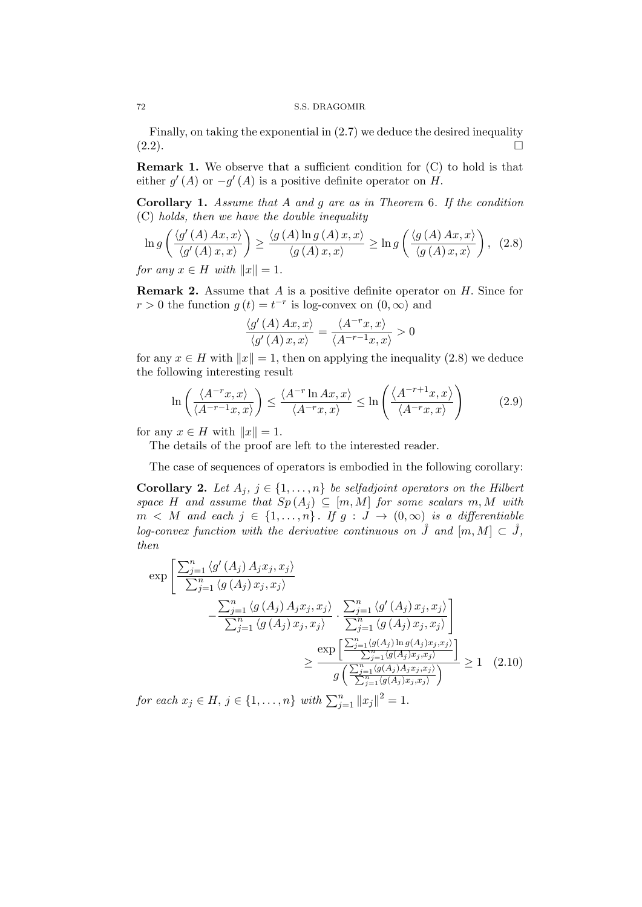Finally, on taking the exponential in (2.7) we deduce the desired inequality (2.2). $\square$

**Remark 1.** We observe that a sufficient condition for (C) to hold is that either $g'(A)$ or $-g'(A)$ is a positive definite operator on $H$.

**Corollary 1.** *Assume that $A$ and $g$ are as in Theorem 6. If the condition (C) holds, then we have the double inequality*

$$\ln g\left(\frac{\langle g'(A)Ax,x\rangle}{\langle g'(A)x,x\rangle}\right) \geq \frac{\langle g(A)\ln g(A)x,x\rangle}{\langle g(A)x,x\rangle} \geq \ln g\left(\frac{\langle g(A)Ax,x\rangle}{\langle g(A)x,x\rangle}\right), \quad (2.8)$$

*for any $x \in H$ with $\|x\| = 1$.*

**Remark 2.** Assume that $A$ is a positive definite operator on $H$. Since for $r > 0$ the function $g(t) = t^{-r}$ is log-convex on $(0,\infty)$ and

$$\frac{\langle g'(A)Ax,x\rangle}{\langle g'(A)x,x\rangle} = \frac{\langle A^{-r}x,x\rangle}{\langle A^{-r-1}x,x\rangle} > 0$$

for any $x \in H$ with $\|x\| = 1$, then on applying the inequality (2.8) we deduce the following interesting result

$$\ln\left(\frac{\langle A^{-r}x,x\rangle}{\langle A^{-r-1}x,x\rangle}\right) \leq \frac{\langle A^{-r}\ln Ax,x\rangle}{\langle A^{-r}x,x\rangle} \leq \ln\left(\frac{\langle A^{-r+1}x,x\rangle}{\langle A^{-r}x,x\rangle}\right) \quad (2.9)$$

for any $x \in H$ with $\|x\| = 1$.

The details of the proof are left to the interested reader.

The case of sequences of operators is embodied in the following corollary:

**Corollary 2.** *Let $A_j$, $j \in \{1,\ldots,n\}$ be selfadjoint operators on the Hilbert space $H$ and assume that $Sp(A_j) \subseteq [m,M]$ for some scalars $m, M$ with $m < M$ and each $j \in \{1,\ldots,n\}$. If $g : J \to (0,\infty)$ is a differentiable log-convex function with the derivative continuous on $\mathring{J}$ and $[m,M] \subset \mathring{J}$, then*

$$\exp\left[\frac{\sum_{j=1}^n \langle g'(A_j)A_jx_j,x_j\rangle}{\sum_{j=1}^n \langle g(A_j)x_j,x_j\rangle} - \frac{\sum_{j=1}^n \langle g(A_j)A_jx_j,x_j\rangle}{\sum_{j=1}^n \langle g(A_j)x_j,x_j\rangle}\cdot\frac{\sum_{j=1}^n \langle g'(A_j)x_j,x_j\rangle}{\sum_{j=1}^n \langle g(A_j)x_j,x_j\rangle}\right] \geq \frac{\exp\left[\frac{\sum_{j=1}^n \langle g(A_j)\ln g(A_j)x_j,x_j\rangle}{\sum_{j=1}^n \langle g(A_j)x_j,x_j\rangle}\right]}{g\left(\frac{\sum_{j=1}^n \langle g(A_j)A_jx_j,x_j\rangle}{\sum_{j=1}^n \langle g(A_j)x_j,x_j\rangle}\right)} \geq 1 \quad (2.10)$$

*for each $x_j \in H$, $j \in \{1,\ldots,n\}$ with $\sum_{j=1}^n \|x_j\|^2 = 1$.*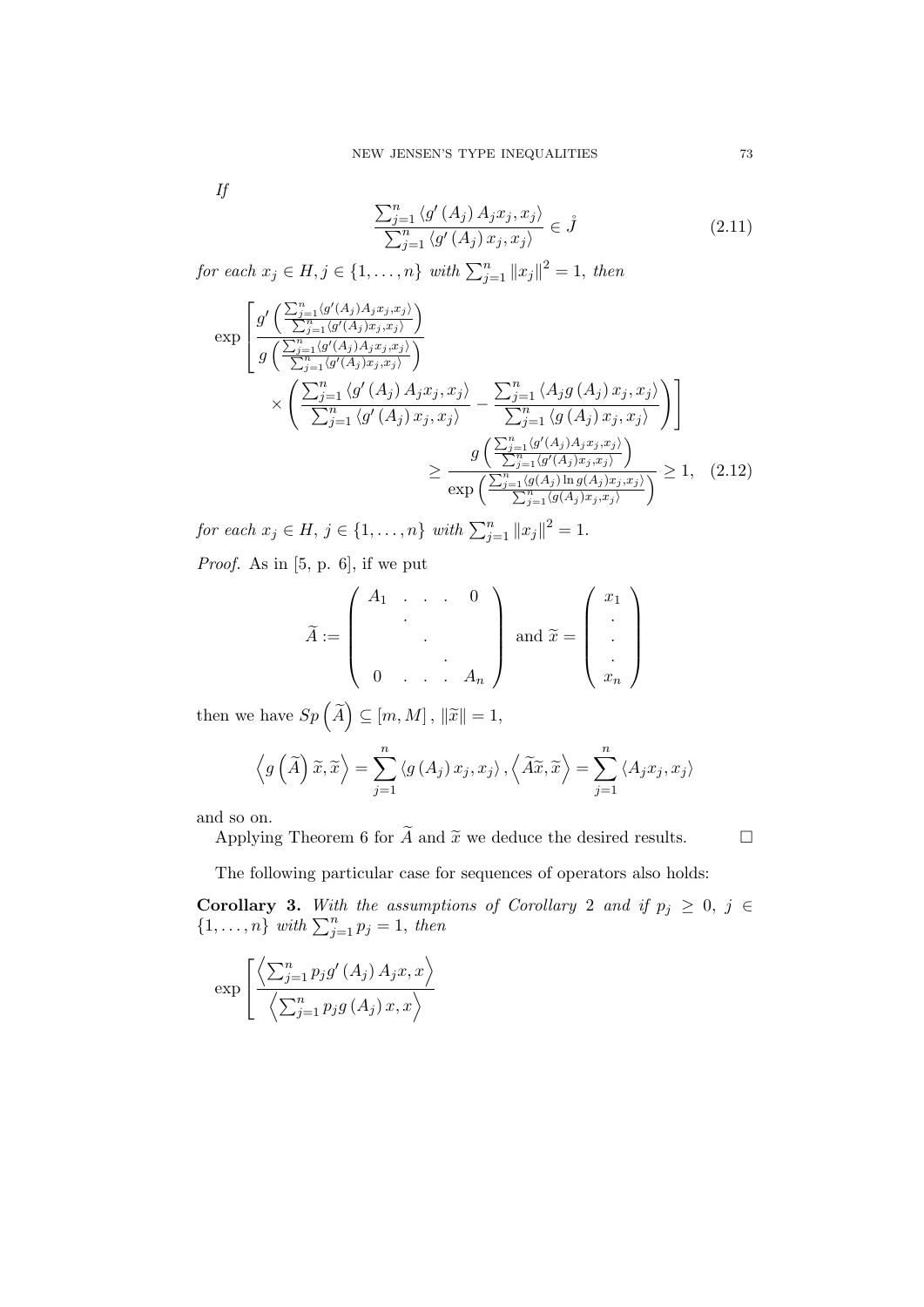*If*

$$\frac{\sum_{j=1}^{n}\langle g'(A_j)A_jx_j,x_j\rangle}{\sum_{j=1}^{n}\langle g'(A_j)x_j,x_j\rangle}\in\mathring{J} \tag{2.11}$$

*for each* $x_j\in H, j\in\{1,\dots,n\}$ *with* $\sum_{j=1}^{n}\|x_j\|^2=1$, *then*

$$\exp\left[\frac{g'\left(\frac{\sum_{j=1}^{n}\langle g'(A_j)A_jx_j,x_j\rangle}{\sum_{j=1}^{n}\langle g'(A_j)x_j,x_j\rangle}\right)}{g\left(\frac{\sum_{j=1}^{n}\langle g'(A_j)A_jx_j,x_j\rangle}{\sum_{j=1}^{n}\langle g'(A_j)x_j,x_j\rangle}\right)}\times\left(\frac{\sum_{j=1}^{n}\langle g'(A_j)A_jx_j,x_j\rangle}{\sum_{j=1}^{n}\langle g'(A_j)x_j,x_j\rangle}-\frac{\sum_{j=1}^{n}\langle A_jg(A_j)x_j,x_j\rangle}{\sum_{j=1}^{n}\langle g(A_j)x_j,x_j\rangle}\right)\right]$$
$$\geq\frac{g\left(\frac{\sum_{j=1}^{n}\langle g'(A_j)A_jx_j,x_j\rangle}{\sum_{j=1}^{n}\langle g'(A_j)x_j,x_j\rangle}\right)}{\exp\left(\frac{\sum_{j=1}^{n}\langle g(A_j)\ln g(A_j)x_j,x_j\rangle}{\sum_{j=1}^{n}\langle g(A_j)x_j,x_j\rangle}\right)}\geq 1, \tag{2.12}$$

*for each* $x_j\in H$, $j\in\{1,\dots,n\}$ *with* $\sum_{j=1}^{n}\|x_j\|^2=1$.

*Proof.* As in [5, p. 6], if we put

$$\widetilde{A}:=\begin{pmatrix}A_1 & . & . & . & 0\\ & . & & & \\ & & . & & \\ & & & . & \\ 0 & . & . & . & A_n\end{pmatrix}\text{ and }\widetilde{x}=\begin{pmatrix}x_1\\ .\\ .\\ .\\ x_n\end{pmatrix}$$

then we have $Sp\left(\widetilde{A}\right)\subseteq[m,M]$, $\|\widetilde{x}\|=1$,

$$\left\langle g\left(\widetilde{A}\right)\widetilde{x},\widetilde{x}\right\rangle=\sum_{j=1}^{n}\langle g(A_j)x_j,x_j\rangle,\left\langle\widetilde{A}\widetilde{x},\widetilde{x}\right\rangle=\sum_{j=1}^{n}\langle A_jx_j,x_j\rangle$$

and so on.

Applying Theorem 6 for $\widetilde{A}$ and $\widetilde{x}$ we deduce the desired results. □

The following particular case for sequences of operators also holds:

**Corollary 3.** *With the assumptions of Corollary* 2 *and if* $p_j\geq 0$, $j\in\{1,\dots,n\}$ *with* $\sum_{j=1}^{n}p_j=1$, *then*

$$\exp\left[\frac{\left\langle\sum_{j=1}^{n}p_jg'(A_j)A_jx,x\right\rangle}{\left\langle\sum_{j=1}^{n}p_jg(A_j)x,x\right\rangle}\right.$$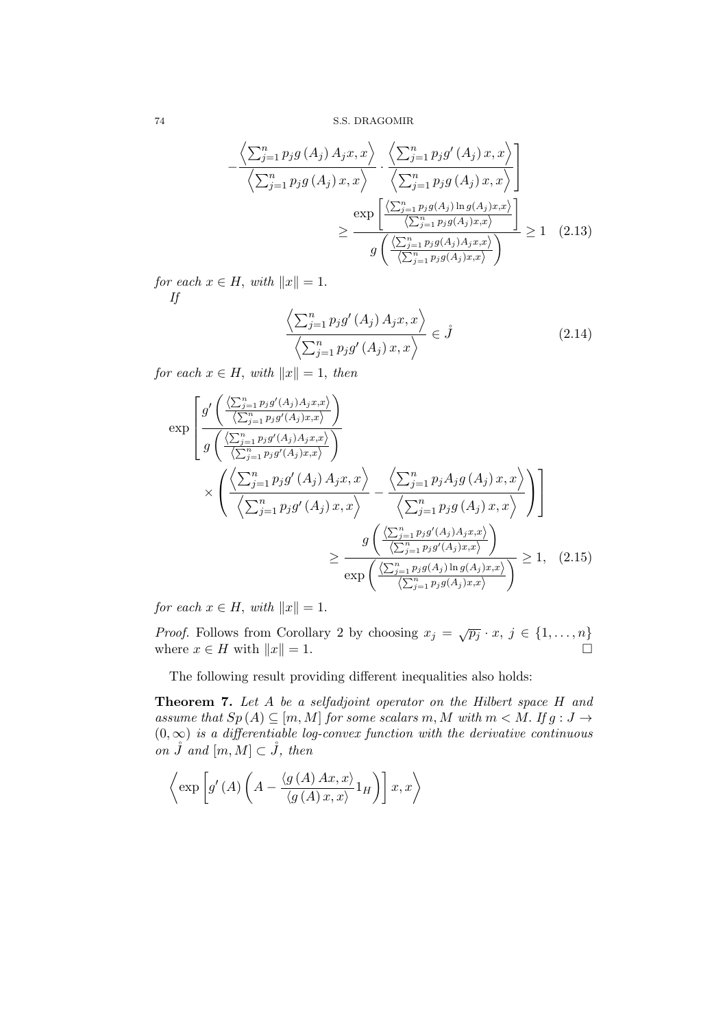$$
-\frac{\left\langle \sum_{j=1}^{n} p_j g(A_j) A_j x, x \right\rangle}{\left\langle \sum_{j=1}^{n} p_j g(A_j) x, x \right\rangle} \cdot \frac{\left\langle \sum_{j=1}^{n} p_j g'(A_j) x, x \right\rangle}{\left\langle \sum_{j=1}^{n} p_j g(A_j) x, x \right\rangle} \Bigg]
\geq \frac{\exp\left[ \frac{\left\langle \sum_{j=1}^{n} p_j g(A_j) \ln g(A_j) x, x \right\rangle}{\left\langle \sum_{j=1}^{n} p_j g(A_j) x, x \right\rangle} \right]}{g\left( \frac{\left\langle \sum_{j=1}^{n} p_j g(A_j) A_j x, x \right\rangle}{\left\langle \sum_{j=1}^{n} p_j g(A_j) x, x \right\rangle} \right)} \geq 1 \quad (2.13)
$$

*for each* $x \in H$, *with* $\|x\| = 1$.

*If*

$$
\frac{\left\langle \sum_{j=1}^{n} p_j g'(A_j) A_j x, x \right\rangle}{\left\langle \sum_{j=1}^{n} p_j g'(A_j) x, x \right\rangle} \in \mathring{J} \quad (2.14)
$$

*for each* $x \in H$, *with* $\|x\| = 1$, *then*

$$
\exp\left[ \frac{g'\left( \frac{\left\langle \sum_{j=1}^{n} p_j g'(A_j) A_j x, x \right\rangle}{\left\langle \sum_{j=1}^{n} p_j g'(A_j) x, x \right\rangle} \right)}{g\left( \frac{\left\langle \sum_{j=1}^{n} p_j g'(A_j) A_j x, x \right\rangle}{\left\langle \sum_{j=1}^{n} p_j g'(A_j) x, x \right\rangle} \right)} \right.
\times \left. \left( \frac{\left\langle \sum_{j=1}^{n} p_j g'(A_j) A_j x, x \right\rangle}{\left\langle \sum_{j=1}^{n} p_j g'(A_j) x, x \right\rangle} - \frac{\left\langle \sum_{j=1}^{n} p_j A_j g(A_j) x, x \right\rangle}{\left\langle \sum_{j=1}^{n} p_j g(A_j) x, x \right\rangle} \right) \right]
\geq \frac{g\left( \frac{\left\langle \sum_{j=1}^{n} p_j g'(A_j) A_j x, x \right\rangle}{\left\langle \sum_{j=1}^{n} p_j g'(A_j) x, x \right\rangle} \right)}{\exp\left( \frac{\left\langle \sum_{j=1}^{n} p_j g(A_j) \ln g(A_j) x, x \right\rangle}{\left\langle \sum_{j=1}^{n} p_j g(A_j) x, x \right\rangle} \right)} \geq 1, \quad (2.15)
$$

*for each* $x \in H$, *with* $\|x\| = 1$.

*Proof.* Follows from Corollary 2 by choosing $x_j = \sqrt{p_j} \cdot x$, $j \in \{1, \ldots, n\}$ where $x \in H$ with $\|x\| = 1$. □

The following result providing different inequalities also holds:

**Theorem 7.** *Let* $A$ *be a selfadjoint operator on the Hilbert space* $H$ *and assume that* $Sp(A) \subseteq [m, M]$ *for some scalars* $m, M$ *with* $m < M$. *If* $g : J \to (0, \infty)$ *is a differentiable log-convex function with the derivative continuous on* $\mathring{J}$ *and* $[m, M] \subset \mathring{J}$, *then*

$$
\left\langle \exp\left[ g'(A) \left( A - \frac{\langle g(A) Ax, x \rangle}{\langle g(A) x, x \rangle} 1_H \right) \right] x, x \right\rangle
$$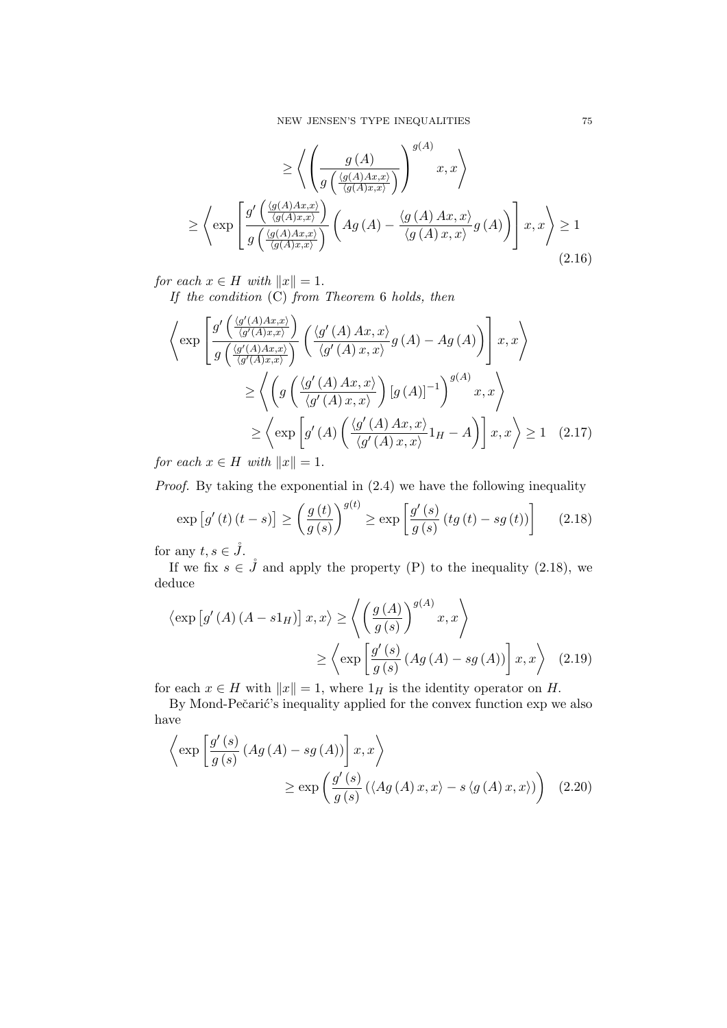$$
\begin{aligned}
&\geq \left\langle \left( \frac{g(A)}{g\left(\frac{\langle g(A)Ax,x\rangle}{\langle g(A)x,x\rangle}\right)} \right)^{g(A)} x, x \right\rangle \\
&\geq \left\langle \exp\left[ \frac{g'\left(\frac{\langle g(A)Ax,x\rangle}{\langle g(A)x,x\rangle}\right)}{g\left(\frac{\langle g(A)Ax,x\rangle}{\langle g(A)x,x\rangle}\right)} \left( Ag(A) - \frac{\langle g(A)Ax,x\rangle}{\langle g(A)x,x\rangle} g(A) \right) \right] x, x \right\rangle \geq 1
\end{aligned}
\tag{2.16}
$$

*for each* $x \in H$ *with* $\|x\| = 1$.

*If the condition* (C) *from Theorem* 6 *holds, then*

$$
\begin{aligned}
&\left\langle \exp\left[ \frac{g'\left(\frac{\langle g'(A)Ax,x\rangle}{\langle g'(A)x,x\rangle}\right)}{g\left(\frac{\langle g'(A)Ax,x\rangle}{\langle g'(A)x,x\rangle}\right)} \left( \frac{\langle g'(A)Ax,x\rangle}{\langle g'(A)x,x\rangle} g(A) - Ag(A) \right) \right] x, x \right\rangle \\
&\qquad \geq \left\langle \left( g\left( \frac{\langle g'(A)Ax,x\rangle}{\langle g'(A)x,x\rangle} \right) [g(A)]^{-1} \right)^{g(A)} x, x \right\rangle \\
&\qquad \geq \left\langle \exp\left[ g'(A) \left( \frac{\langle g'(A)Ax,x\rangle}{\langle g'(A)x,x\rangle} 1_H - A \right) \right] x, x \right\rangle \geq 1
\end{aligned}
\tag{2.17}
$$

*for each* $x \in H$ *with* $\|x\| = 1$.

*Proof.* By taking the exponential in (2.4) we have the following inequality

$$
\exp\left[g'(t)(t-s)\right] \geq \left(\frac{g(t)}{g(s)}\right)^{g(t)} \geq \exp\left[\frac{g'(s)}{g(s)}(tg(t) - sg(t))\right] \tag{2.18}
$$

for any $t, s \in \mathring{J}$.

If we fix $s \in \mathring{J}$ and apply the property (P) to the inequality (2.18), we deduce

$$
\begin{aligned}
\left\langle \exp\left[g'(A)(A - s1_H)\right] x, x \right\rangle &\geq \left\langle \left(\frac{g(A)}{g(s)}\right)^{g(A)} x, x \right\rangle \\
&\geq \left\langle \exp\left[\frac{g'(s)}{g(s)}(Ag(A) - sg(A))\right] x, x \right\rangle
\end{aligned}
\tag{2.19}
$$

for each $x \in H$ with $\|x\| = 1$, where $1_H$ is the identity operator on $H$.

By Mond-Pečarić's inequality applied for the convex function exp we also have

$$
\begin{aligned}
&\left\langle \exp\left[\frac{g'(s)}{g(s)}(Ag(A) - sg(A))\right] x, x \right\rangle \\
&\qquad \geq \exp\left(\frac{g'(s)}{g(s)}\left(\langle Ag(A)x, x\rangle - s\langle g(A)x, x\rangle\right)\right)
\end{aligned}
\tag{2.20}
$$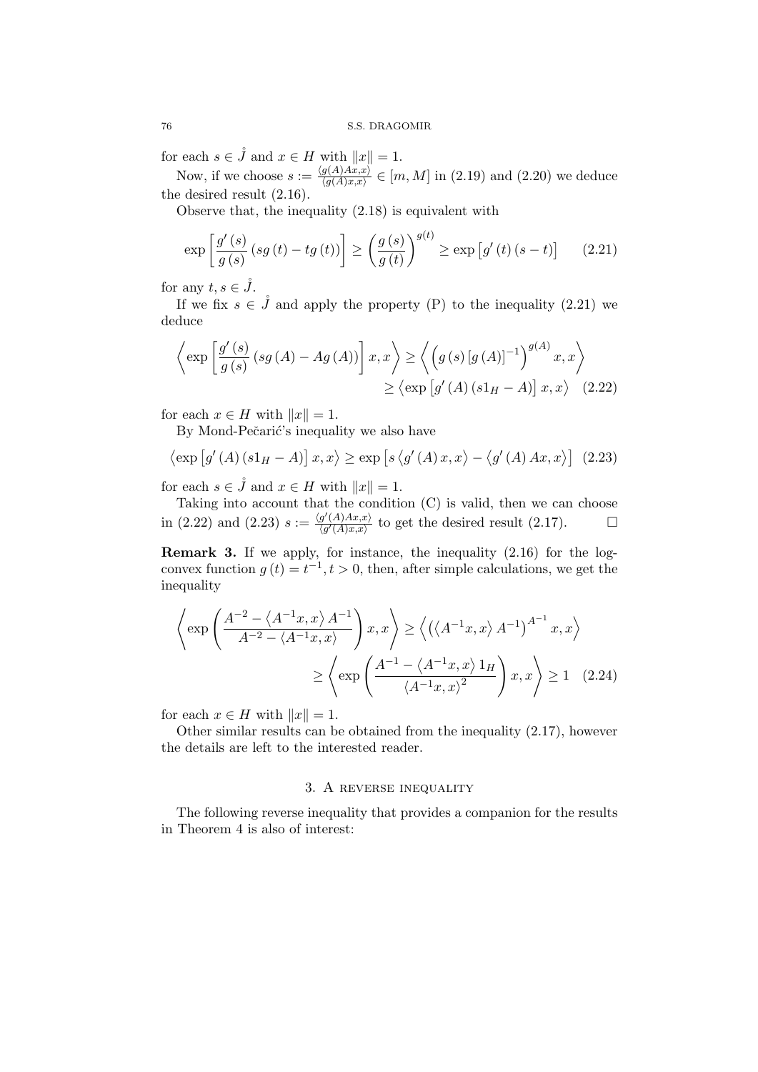for each $s \in \mathring{J}$ and $x \in H$ with $\|x\| = 1$.

Now, if we choose $s := \frac{\langle g(A)Ax,x \rangle}{\langle g(A)x,x \rangle} \in [m, M]$ in (2.19) and (2.20) we deduce the desired result (2.16).

Observe that, the inequality (2.18) is equivalent with

$$\exp\left[\frac{g'(s)}{g(s)}(sg(t) - tg(t))\right] \geq \left(\frac{g(s)}{g(t)}\right)^{g(t)} \geq \exp\left[g'(t)(s-t)\right] \quad (2.21)$$

for any $t, s \in \mathring{J}$.

If we fix $s \in \mathring{J}$ and apply the property (P) to the inequality (2.21) we deduce

$$\left\langle \exp\left[\frac{g'(s)}{g(s)}(sg(A) - Ag(A))\right] x, x \right\rangle \geq \left\langle \left(g(s)[g(A)]^{-1}\right)^{g(A)} x, x \right\rangle \geq \left\langle \exp\left[g'(A)(s1_H - A)\right] x, x \right\rangle \quad (2.22)$$

for each $x \in H$ with $\|x\| = 1$.

By Mond-Pečarić's inequality we also have

$$\left\langle \exp\left[g'(A)(s1_H - A)\right] x, x \right\rangle \geq \exp\left[s\left\langle g'(A)x, x\right\rangle - \left\langle g'(A)Ax, x\right\rangle\right] \quad (2.23)$$

for each $s \in \mathring{J}$ and $x \in H$ with $\|x\| = 1$.

Taking into account that the condition (C) is valid, then we can choose in (2.22) and (2.23) $s := \frac{\langle g'(A)Ax,x \rangle}{\langle g'(A)x,x \rangle}$ to get the desired result (2.17). □

**Remark 3.** If we apply, for instance, the inequality (2.16) for the log-convex function $g(t) = t^{-1}, t > 0$, then, after simple calculations, we get the inequality

$$\left\langle \exp\left(\frac{A^{-2} - \langle A^{-1}x, x\rangle A^{-1}}{A^{-2} - \langle A^{-1}x, x\rangle}\right) x, x \right\rangle \geq \left\langle \left(\langle A^{-1}x, x\rangle A^{-1}\right)^{A^{-1}} x, x \right\rangle \geq \left\langle \exp\left(\frac{A^{-1} - \langle A^{-1}x, x\rangle 1_H}{\langle A^{-1}x, x\rangle^2}\right) x, x \right\rangle \geq 1 \quad (2.24)$$

for each $x \in H$ with $\|x\| = 1$.

Other similar results can be obtained from the inequality (2.17), however the details are left to the interested reader.

## 3. A reverse inequality

The following reverse inequality that provides a companion for the results in Theorem 4 is also of interest: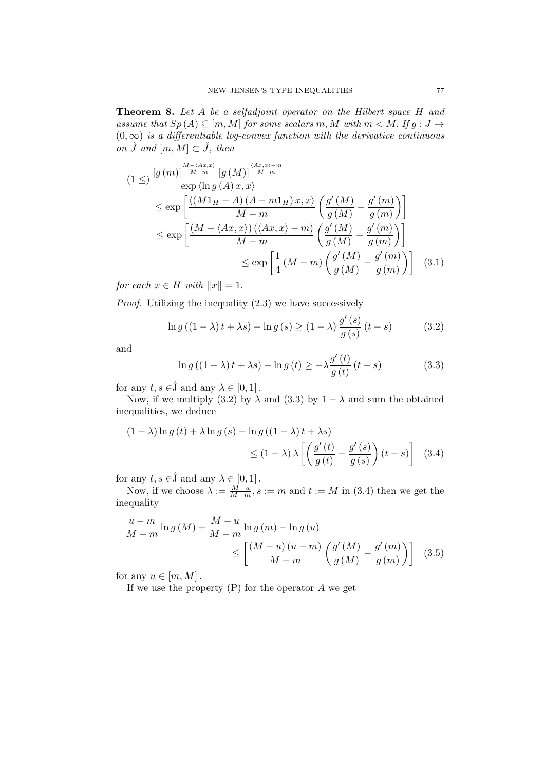**Theorem 8.** *Let $A$ be a selfadjoint operator on the Hilbert space $H$ and assume that $Sp(A) \subseteq [m, M]$ for some scalars $m, M$ with $m < M$. If $g : J \to (0, \infty)$ is a differentiable log-convex function with the derivative continuous on $\mathring{J}$ and $[m, M] \subset \mathring{J}$, then*

$$
\begin{aligned}
(1 \leq) \frac{[g(m)]^{\frac{M-\langle Ax,x\rangle}{M-m}} [g(M)]^{\frac{\langle Ax,x\rangle - m}{M-m}}}{\exp \langle \ln g(A) x, x\rangle} 
&\leq \exp \left[ \frac{\langle (M1_H - A)(A - m1_H) x, x\rangle}{M-m} \left( \frac{g'(M)}{g(M)} - \frac{g'(m)}{g(m)} \right) \right] \\
&\leq \exp \left[ \frac{(M - \langle Ax, x\rangle)(\langle Ax, x\rangle - m)}{M-m} \left( \frac{g'(M)}{g(M)} - \frac{g'(m)}{g(m)} \right) \right] \\
&\leq \exp \left[ \frac{1}{4} (M-m) \left( \frac{g'(M)}{g(M)} - \frac{g'(m)}{g(m)} \right) \right] \quad (3.1)
\end{aligned}
$$

*for each $x \in H$ with $\|x\| = 1$.*

*Proof.* Utilizing the inequality (2.3) we have successively

$$
\ln g((1-\lambda)t + \lambda s) - \ln g(s) \geq (1-\lambda) \frac{g'(s)}{g(s)} (t-s) \quad (3.2)
$$

and

$$
\ln g((1-\lambda)t + \lambda s) - \ln g(t) \geq -\lambda \frac{g'(t)}{g(t)} (t-s) \quad (3.3)
$$

for any $t, s \in \mathring{J}$ and any $\lambda \in [0, 1]$.

Now, if we multiply (3.2) by $\lambda$ and (3.3) by $1 - \lambda$ and sum the obtained inequalities, we deduce

$$
\begin{aligned}
(1-\lambda)\ln g(t) + \lambda \ln g(s) - \ln g((1-\lambda)t + \lambda s) 
\leq (1-\lambda)\lambda \left[ \left( \frac{g'(t)}{g(t)} - \frac{g'(s)}{g(s)} \right)(t-s) \right] \quad (3.4)
\end{aligned}
$$

for any $t, s \in \mathring{J}$ and any $\lambda \in [0, 1]$.

Now, if we choose $\lambda := \frac{M-u}{M-m}$, $s := m$ and $t := M$ in (3.4) then we get the inequality

$$
\begin{aligned}
\frac{u-m}{M-m} \ln g(M) + \frac{M-u}{M-m} \ln g(m) - \ln g(u) 
\leq \left[ \frac{(M-u)(u-m)}{M-m} \left( \frac{g'(M)}{g(M)} - \frac{g'(m)}{g(m)} \right) \right] \quad (3.5)
\end{aligned}
$$

for any $u \in [m, M]$.

If we use the property (P) for the operator $A$ we get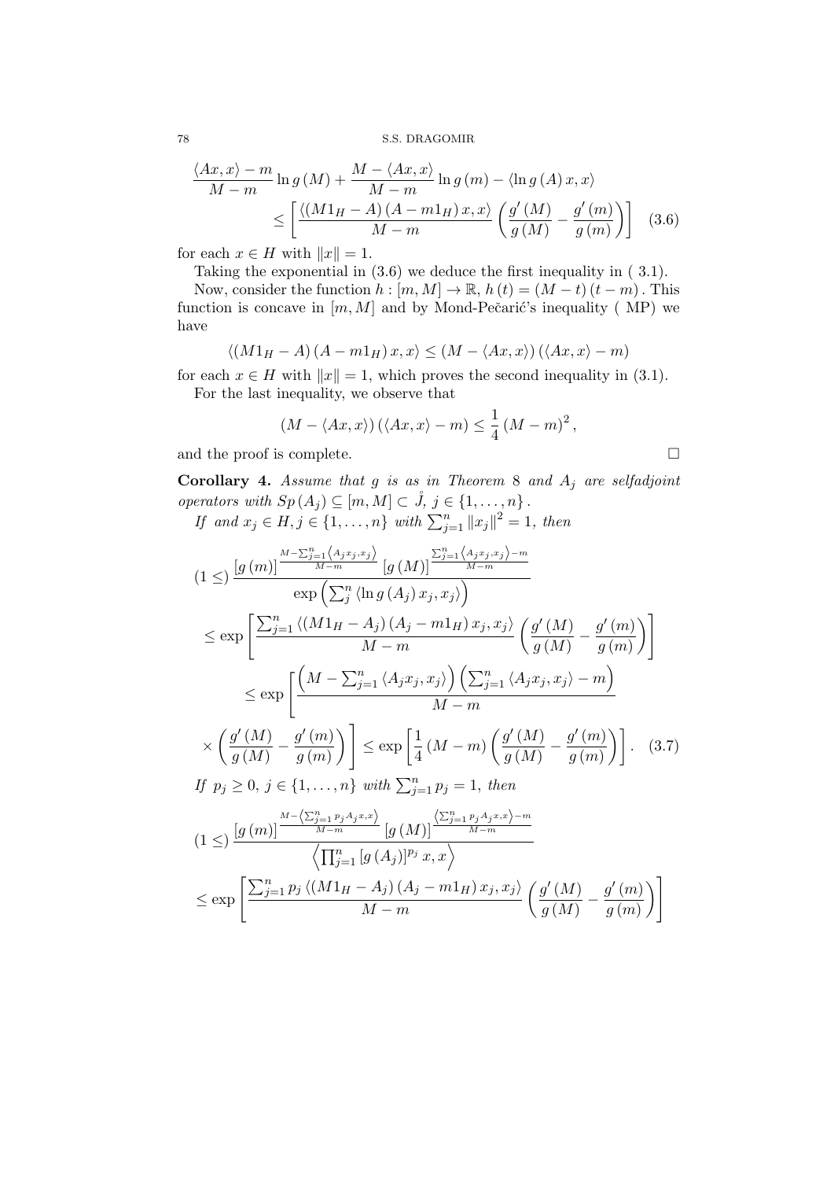$$\frac{\langle Ax,x\rangle - m}{M-m}\ln g(M) + \frac{M-\langle Ax,x\rangle}{M-m}\ln g(m) - \langle \ln g(A)x,x\rangle$$
$$\leq \left[\frac{\langle (M1_H - A)(A-m1_H)x,x\rangle}{M-m}\left(\frac{g'(M)}{g(M)} - \frac{g'(m)}{g(m)}\right)\right] \quad (3.6)$$

for each $x \in H$ with $\|x\| = 1$.

Taking the exponential in (3.6) we deduce the first inequality in ( 3.1).

Now, consider the function $h : [m, M] \to \mathbb{R}$, $h(t) = (M-t)(t-m)$. This function is concave in $[m, M]$ and by Mond-Pečarić's inequality ( MP) we have

$$\langle (M1_H - A)(A - m1_H)x, x\rangle \leq (M - \langle Ax, x\rangle)(\langle Ax, x\rangle - m)$$

for each $x \in H$ with $\|x\| = 1$, which proves the second inequality in (3.1).

For the last inequality, we observe that

$$(M - \langle Ax, x\rangle)(\langle Ax, x\rangle - m) \leq \frac{1}{4}(M-m)^2,$$

and the proof is complete. $\square$

**Corollary 4.** *Assume that $g$ is as in Theorem 8 and $A_j$ are selfadjoint operators with $Sp(A_j) \subseteq [m, M] \subset \mathring{J}$, $j \in \{1, \dots, n\}$.*

*If and $x_j \in H, j \in \{1, \dots, n\}$ with $\sum_{j=1}^n \|x_j\|^2 = 1$, then*

$$(1 \leq) \frac{[g(m)]^{\frac{M - \sum_{j=1}^n \langle A_j x_j, x_j\rangle}{M-m}} [g(M)]^{\frac{\sum_{j=1}^n \langle A_j x_j, x_j\rangle - m}{M-m}}}{\exp\left(\sum_j^n \langle \ln g(A_j)x_j, x_j\rangle\right)}$$
$$\leq \exp\left[\frac{\sum_{j=1}^n \langle (M1_H - A_j)(A_j - m1_H)x_j, x_j\rangle}{M-m}\left(\frac{g'(M)}{g(M)} - \frac{g'(m)}{g(m)}\right)\right]$$
$$\leq \exp\left[\frac{\left(M - \sum_{j=1}^n \langle A_j x_j, x_j\rangle\right)\left(\sum_{j=1}^n \langle A_j x_j, x_j\rangle - m\right)}{M-m}\right.$$
$$\left.\times\left(\frac{g'(M)}{g(M)} - \frac{g'(m)}{g(m)}\right)\right] \leq \exp\left[\frac{1}{4}(M-m)\left(\frac{g'(M)}{g(M)} - \frac{g'(m)}{g(m)}\right)\right]. \quad (3.7)$$

*If $p_j \geq 0$, $j \in \{1, \dots, n\}$ with $\sum_{j=1}^n p_j = 1$, then*

$$(1 \leq) \frac{[g(m)]^{\frac{M - \left\langle \sum_{j=1}^n p_j A_j x, x\right\rangle}{M-m}} [g(M)]^{\frac{\left\langle \sum_{j=1}^n p_j A_j x, x\right\rangle - m}{M-m}}}{\left\langle \prod_{j=1}^n [g(A_j)]^{p_j} x, x\right\rangle}$$
$$\leq \exp\left[\frac{\sum_{j=1}^n p_j \langle (M1_H - A_j)(A_j - m1_H)x_j, x_j\rangle}{M-m}\left(\frac{g'(M)}{g(M)} - \frac{g'(m)}{g(m)}\right)\right]$$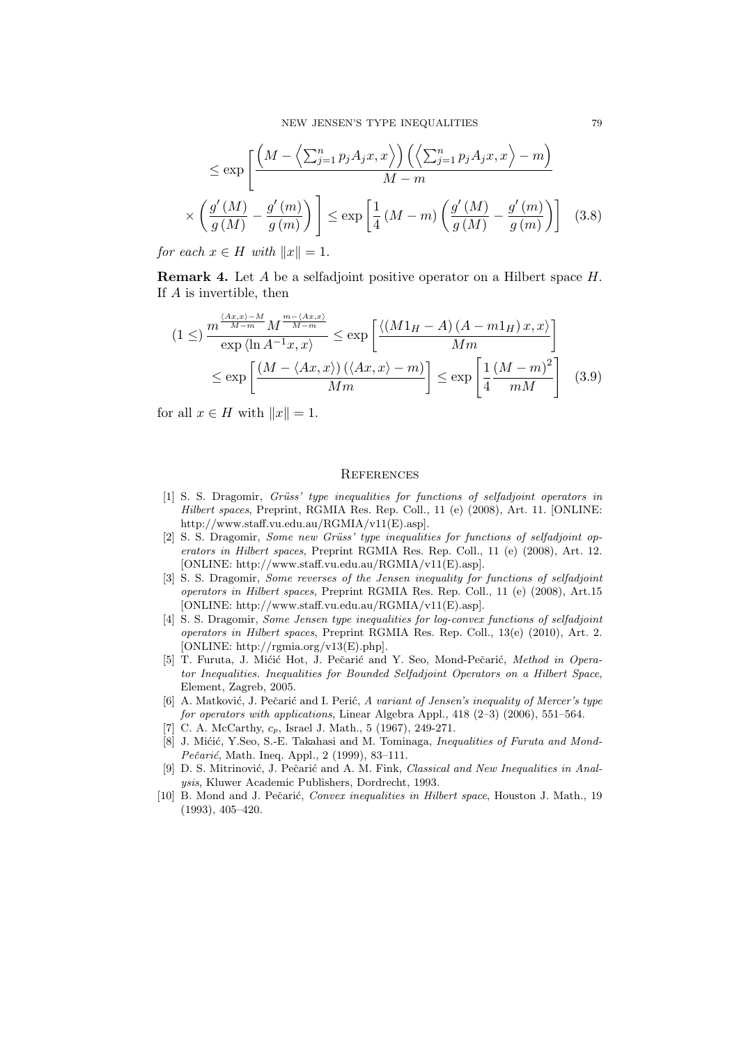$$
\leq \exp\left[\frac{\left(M-\left\langle \sum_{j=1}^{n} p_j A_j x, x\right\rangle\right)\left(\left\langle \sum_{j=1}^{n} p_j A_j x, x\right\rangle - m\right)}{M-m}\right.
$$

$$
\left.\times\left(\frac{g'(M)}{g(M)}-\frac{g'(m)}{g(m)}\right)\right] \leq \exp\left[\frac{1}{4}(M-m)\left(\frac{g'(M)}{g(M)}-\frac{g'(m)}{g(m)}\right)\right] \quad (3.8)
$$

*for each $x \in H$ with $\|x\| = 1$.*

**Remark 4.** Let $A$ be a selfadjoint positive operator on a Hilbert space $H$. If $A$ is invertible, then

$$
(1 \leq) \frac{m^{\frac{\langle Ax,x\rangle - M}{M-m}} M^{\frac{m-\langle Ax,x\rangle}{M-m}}}{\exp\langle \ln A^{-1}x, x\rangle} \leq \exp\left[\frac{\langle (M1_H - A)(A - m1_H)x, x\rangle}{Mm}\right]
$$

$$
\leq \exp\left[\frac{(M-\langle Ax,x\rangle)(\langle Ax,x\rangle - m)}{Mm}\right] \leq \exp\left[\frac{1}{4}\frac{(M-m)^2}{mM}\right] \quad (3.9)
$$

for all $x \in H$ with $\|x\| = 1$.

## References

[1] S. S. Dragomir, *Grüss' type inequalities for functions of selfadjoint operators in Hilbert spaces*, Preprint RGMIA Res. Rep. Coll., 11 (e) (2008), Art. 11. [ONLINE: http://www.staff.vu.edu.au/RGMIA/v11(E).asp].

[2] S. S. Dragomir, *Some new Grüss' type inequalities for functions of selfadjoint operators in Hilbert spaces*, Preprint RGMIA Res. Rep. Coll., 11 (e) (2008), Art. 12. [ONLINE: http://www.staff.vu.edu.au/RGMIA/v11(E).asp].

[3] S. S. Dragomir, *Some reverses of the Jensen inequality for functions of selfadjoint operators in Hilbert spaces*, Preprint RGMIA Res. Rep. Coll., 11 (e) (2008), Art.15 [ONLINE: http://www.staff.vu.edu.au/RGMIA/v11(E).asp].

[4] S. S. Dragomir, *Some Jensen type inequalities for log-convex functions of selfadjoint operators in Hilbert spaces*, Preprint RGMIA Res. Rep. Coll., 13(e) (2010), Art. 2. [ONLINE: http://rgmia.org/v13(E).php].

[5] T. Furuta, J. Mićić Hot, J. Pečarić and Y. Seo, Mond-Pečarić, *Method in Operator Inequalities. Inequalities for Bounded Selfadjoint Operators on a Hilbert Space*, Element, Zagreb, 2005.

[6] A. Matković, J. Pečarić and I. Perić, *A variant of Jensen's inequality of Mercer's type for operators with applications*, Linear Algebra Appl., 418 (2–3) (2006), 551–564.

[7] C. A. McCarthy, $c_p$, Israel J. Math., 5 (1967), 249-271.

[8] J. Mićić, Y.Seo, S.-E. Takahasi and M. Tominaga, *Inequalities of Furuta and Mond-Pečarić*, Math. Ineq. Appl., 2 (1999), 83–111.

[9] D. S. Mitrinović, J. Pečarić and A. M. Fink, *Classical and New Inequalities in Analysis*, Kluwer Academic Publishers, Dordrecht, 1993.

[10] B. Mond and J. Pečarić, *Convex inequalities in Hilbert space*, Houston J. Math., 19 (1993), 405–420.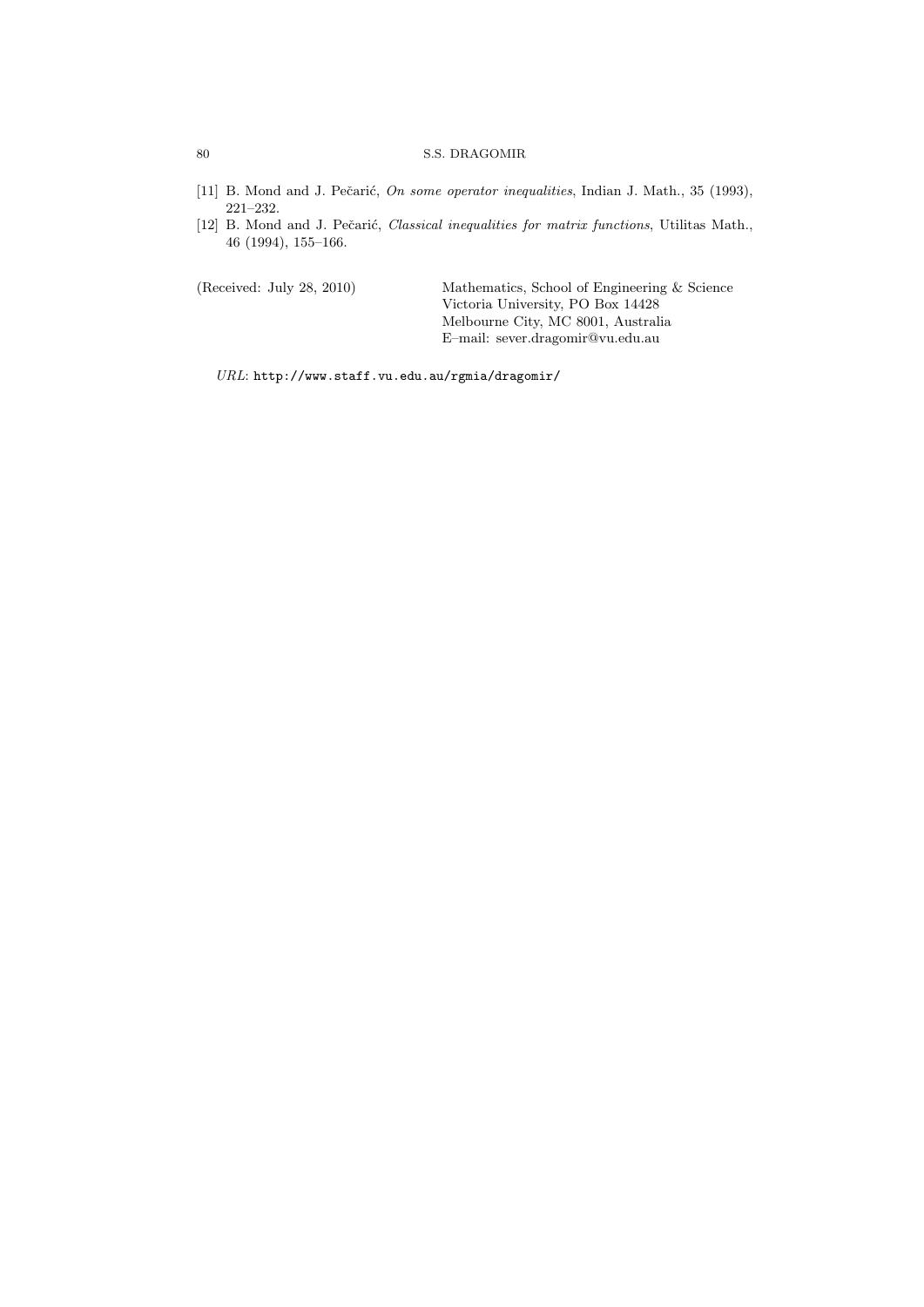[11] B. Mond and J. Pečarić, *On some operator inequalities*, Indian J. Math., 35 (1993), 221–232.

[12] B. Mond and J. Pečarić, *Classical inequalities for matrix functions*, Utilitas Math., 46 (1994), 155–166.

(Received: July 28, 2010)

Mathematics, School of Engineering & Science
Victoria University, PO Box 14428
Melbourne City, MC 8001, Australia
E–mail: sever.dragomir@vu.edu.au

*URL*: http://www.staff.vu.edu.au/rgmia/dragomir/